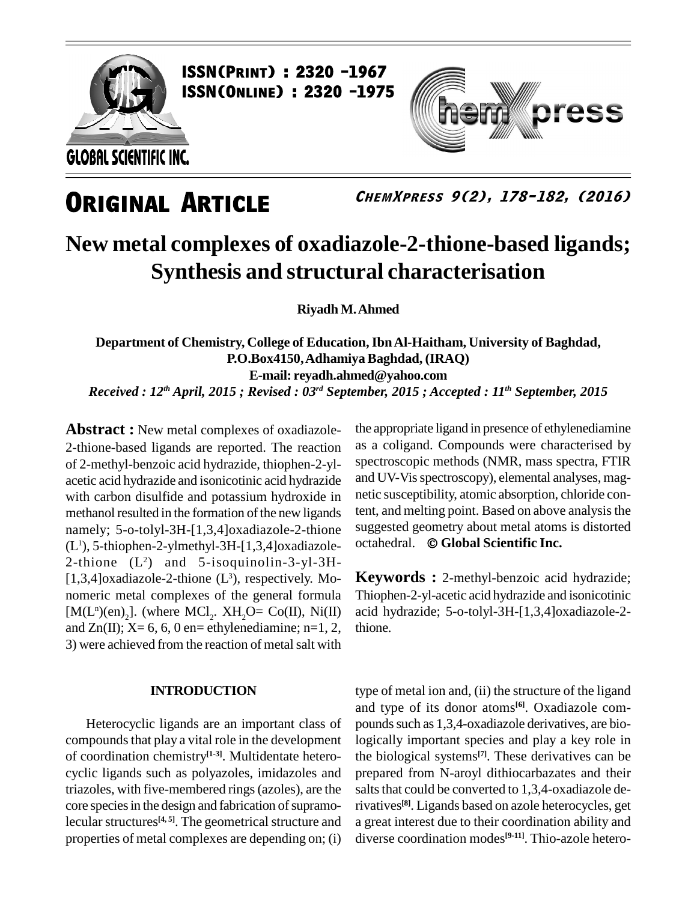# ORIGINAL ARTICLE

# New metal complexes of oxadiazole-2-thione-based ligands; Synthesis and structural characterisation

**Riyadh M. Ahmed**

**Department of Chemistry, College of Education, Ibn Al-Haitham, University of Baghdad, P.O.Box4150, Adhamiya Baghdad, (IRAQ)**
**E-mail: reyadh.ahmed@yahoo.com**

*Received : 12th April, 2015 ; Revised : 03rd September, 2015 ; Accepted : 11th September, 2015*

**Abstract :** New metal complexes of oxadiazole-2-thione-based ligands are reported. The reaction of 2-methyl-benzoic acid hydrazide, thiophen-2-yl-acetic acid hydrazide and isonicotinic acid hydrazide with carbon disulfide and potassium hydroxide in methanol resulted in the formation of the new ligands namely; 5-o-tolyl-3H-[1,3,4]oxadiazole-2-thione ($L^1$), 5-thiophen-2-ylmethyl-3H-[1,3,4]oxadiazole-2-thione ($L^2$) and 5-isoquinolin-3-yl-3H-[1,3,4]oxadiazole-2-thione ($L^3$), respectively. Monomeric metal complexes of the general formula $[M(L^n)(en)_2]$. (where $MCl_2$. $XH_2O$= Co(II), Ni(II) and Zn(II); X= 6, 6, 0 en= ethylenediamine; n=1, 2, 3) were achieved from the reaction of metal salt with the appropriate ligand in presence of ethylenediamine as a coligand. Compounds were characterised by spectroscopic methods (NMR, mass spectra, FTIR and UV-Vis spectroscopy), elemental analyses, magnetic susceptibility, atomic absorption, chloride content, and melting point. Based on above analysis the suggested geometry about metal atoms is distorted octahedral. **© Global Scientific Inc.**

**Keywords :** 2-methyl-benzoic acid hydrazide; Thiophen-2-yl-acetic acid hydrazide and isonicotinic acid hydrazide; 5-o-tolyl-3H-[1,3,4]oxadiazole-2-thione.

## INTRODUCTION

Heterocyclic ligands are an important class of compounds that play a vital role in the development of coordination chemistry[1-3]. Multidentate heterocyclic ligands such as polyazoles, imidazoles and triazoles, with five-membered rings (azoles), are the core species in the design and fabrication of supramolecular structures[4, 5]. The geometrical structure and properties of metal complexes are depending on; (i) type of metal ion and, (ii) the structure of the ligand and type of its donor atoms[6]. Oxadiazole compounds such as 1,3,4-oxadiazole derivatives, are biologically important species and play a key role in the biological systems[7]. These derivatives can be prepared from N-aroyl dithiocarbazates and their salts that could be converted to 1,3,4-oxadiazole derivatives[8]. Ligands based on azole heterocycles, get a great interest due to their coordination ability and diverse coordination modes[9-11]. Thio-azole hetero-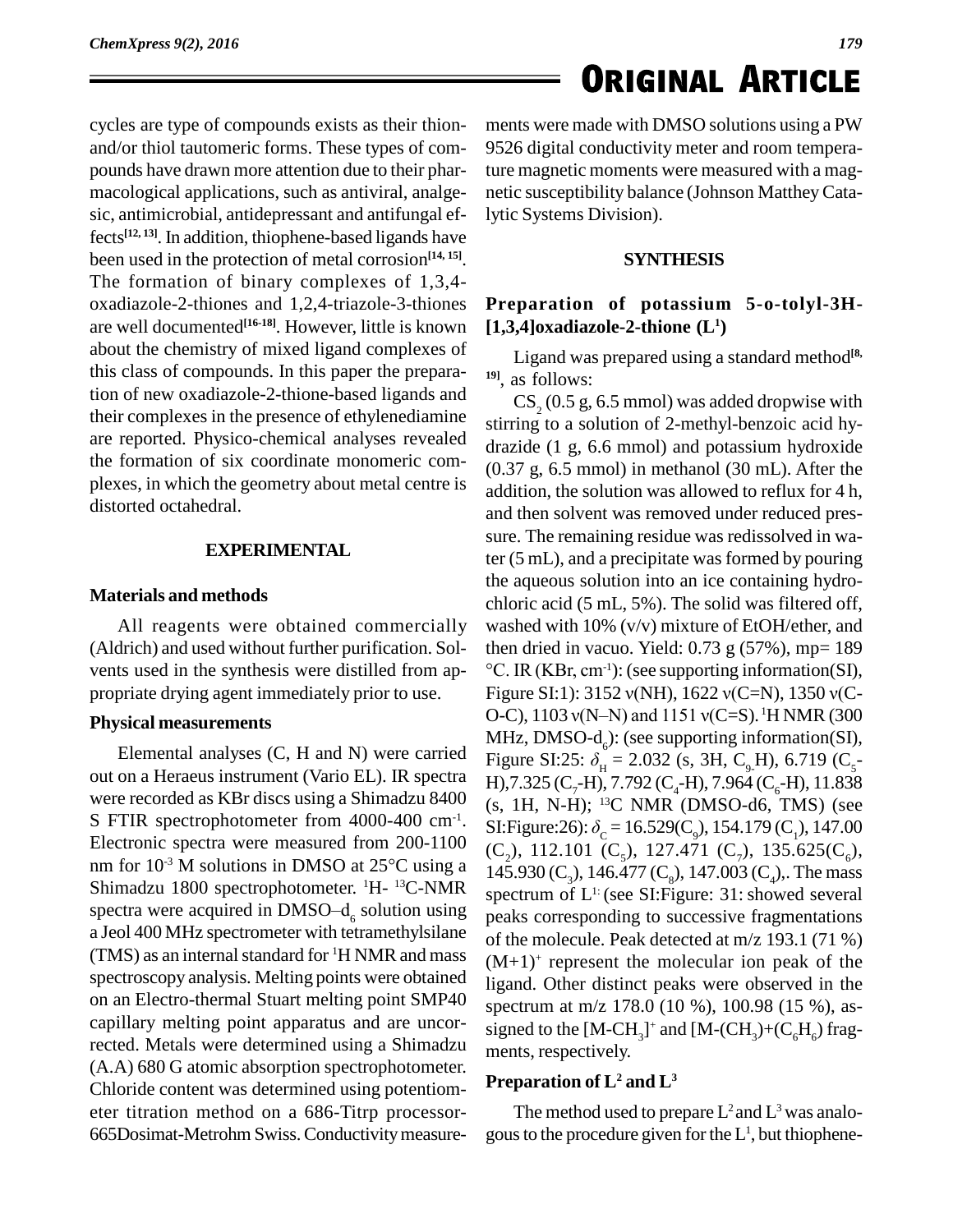cycles are type of compounds exists as their thion- and/or thiol tautomeric forms. These types of compounds have drawn more attention due to their pharmacological applications, such as antiviral, analgesic, antimicrobial, antidepressant and antifungal effects[12, 13]. In addition, thiophene-based ligands have been used in the protection of metal corrosion[14, 15]. The formation of binary complexes of 1,3,4-oxadiazole-2-thiones and 1,2,4-triazole-3-thiones are well documented[16-18]. However, little is known about the chemistry of mixed ligand complexes of this class of compounds. In this paper the preparation of new oxadiazole-2-thione-based ligands and their complexes in the presence of ethylenediamine are reported. Physico-chemical analyses revealed the formation of six coordinate monomeric complexes, in which the geometry about metal centre is distorted octahedral.

## EXPERIMENTAL

### Materials and methods

All reagents were obtained commercially (Aldrich) and used without further purification. Solvents used in the synthesis were distilled from appropriate drying agent immediately prior to use.

### Physical measurements

Elemental analyses (C, H and N) were carried out on a Heraeus instrument (Vario EL). IR spectra were recorded as KBr discs using a Shimadzu 8400 S FTIR spectrophotometer from 4000-400 $cm^{-1}$. Electronic spectra were measured from 200-1100 nm for $10^{-3}$ M solutions in DMSO at 25°C using a Shimadzu 1800 spectrophotometer. $^1H$- $^{13}C$-NMR spectra were acquired in DMSO–$d_6$ solution using a Jeol 400 MHz spectrometer with tetramethylsilane (TMS) as an internal standard for $^1H$ NMR and mass spectroscopy analysis. Melting points were obtained on an Electro-thermal Stuart melting point SMP40 capillary melting point apparatus and are uncorrected. Metals were determined using a Shimadzu (A.A) 680 G atomic absorption spectrophotometer. Chloride content was determined using potentiometer titration method on a 686-Titrp processor-665Dosimat-Metrohm Swiss. Conductivity measurements were made with DMSO solutions using a PW 9526 digital conductivity meter and room temperature magnetic moments were measured with a magnetic susceptibility balance (Johnson Matthey Catalytic Systems Division).

## SYNTHESIS

### Preparation of potassium 5-o-tolyl-3H-[1,3,4]oxadiazole-2-thione ($L^1$)

Ligand was prepared using a standard method[8, 19], as follows:

$CS_2$ (0.5 g, 6.5 mmol) was added dropwise with stirring to a solution of 2-methyl-benzoic acid hydrazide (1 g, 6.6 mmol) and potassium hydroxide (0.37 g, 6.5 mmol) in methanol (30 mL). After the addition, the solution was allowed to reflux for 4 h, and then solvent was removed under reduced pressure. The remaining residue was redissolved in water (5 mL), and a precipitate was formed by pouring the aqueous solution into an ice containing hydrochloric acid (5 mL, 5%). The solid was filtered off, washed with 10% (v/v) mixture of EtOH/ether, and then dried in vacuo. Yield: 0.73 g (57%), mp= 189 °C. IR (KBr, $cm^{-1}$): (see supporting information(SI), Figure SI:1): 3152 ν(NH), 1622 ν(C=N), 1350 ν(C-O-C), 1103 ν(N–N) and 1151 ν(C=S). $^1H$ NMR (300 MHz, DMSO-$d_6$): (see supporting information(SI), Figure SI:25: $\delta_H$ = 2.032 (s, 3H, $C_9$H), 6.719 ($C_5$-H),7.325 ($C_7$-H), 7.792 ($C_4$-H), 7.964 ($C_6$-H), 11.838 (s, 1H, N-H); $^{13}C$ NMR (DMSO-d6, TMS) (see SI:Figure:26): $\delta_C$ = 16.529($C_9$), 154.179 ($C_1$), 147.00 ($C_2$), 112.101 ($C_5$), 127.471 ($C_7$), 135.625($C_6$), 145.930 ($C_3$), 146.477 ($C_8$), 147.003 ($C_4$),. The mass spectrum of $L^1$: (see SI:Figure: 31: showed several peaks corresponding to successive fragmentations of the molecule. Peak detected at m/z 193.1 (71 %) $(M+1)^+$ represent the molecular ion peak of the ligand. Other distinct peaks were observed in the spectrum at m/z 178.0 (10 %), 100.98 (15 %), assigned to the $[M-CH_3]^+$ and $[M-(CH_3)+(C_6H_6)$ fragments, respectively.

### Preparation of $L^2$ and $L^3$

The method used to prepare $L^2$ and $L^3$ was analogous to the procedure given for the $L^1$, but thiophene-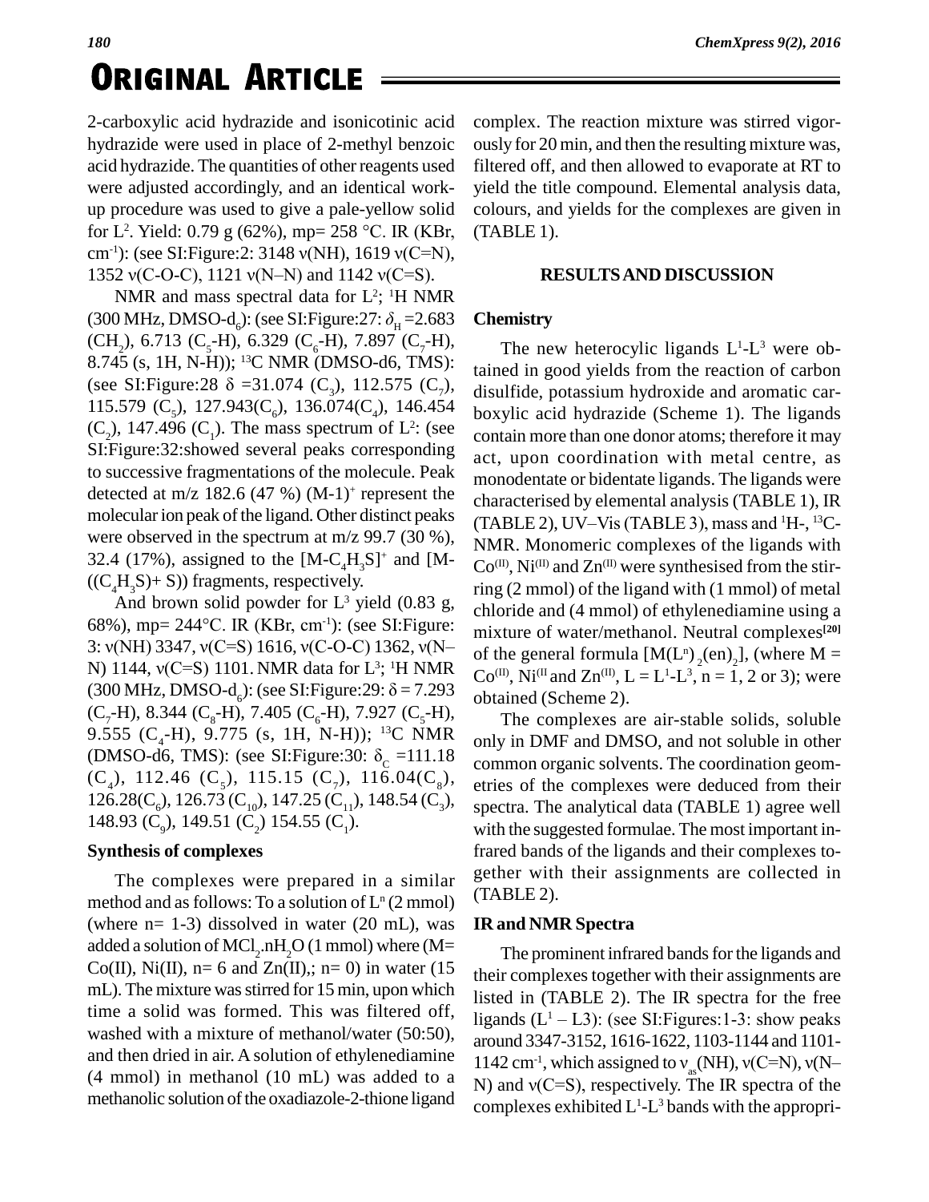2-carboxylic acid hydrazide and isonicotinic acid hydrazide were used in place of 2-methyl benzoic acid hydrazide. The quantities of other reagents used were adjusted accordingly, and an identical work-up procedure was used to give a pale-yellow solid for $L^2$. Yield: 0.79 g (62%), mp= 258 °C. IR (KBr, $cm^{-1}$): (see SI:Figure:2: 3148 ν(NH), 1619 ν(C=N), 1352 ν(C-O-C), 1121 ν(N–N) and 1142 ν(C=S).

NMR and mass spectral data for $L^2$; $^1H$ NMR (300 MHz, DMSO-$d_6$): (see SI:Figure:27: $\delta_H$ =2.683 ($CH_2$), 6.713 ($C_5$-H), 6.329 ($C_6$-H), 7.897 ($C_7$-H), 8.745 (s, 1H, N-H)); $^{13}C$ NMR (DMSO-d6, TMS): (see SI:Figure:28 δ =31.074 ($C_3$), 112.575 ($C_7$), 115.579 ($C_5$), 127.943($C_6$), 136.074($C_4$), 146.454 ($C_2$), 147.496 ($C_1$). The mass spectrum of $L^2$: (see SI:Figure:32:showed several peaks corresponding to successive fragmentations of the molecule. Peak detected at m/z 182.6 (47 %) $(M-1)^+$ represent the molecular ion peak of the ligand. Other distinct peaks were observed in the spectrum at m/z 99.7 (30 %), 32.4 (17%), assigned to the $[M-C_4H_3S]^+$ and $[M-((C_4H_3S)+ S))$ fragments, respectively.

And brown solid powder for $L^3$ yield (0.83 g, 68%), mp= 244°C. IR (KBr, $cm^{-1}$): (see SI:Figure: 3: ν(NH) 3347, ν(C=S) 1616, ν(C-O-C) 1362, ν(N–N) 1144, ν(C=S) 1101. NMR data for $L^3$; $^1H$ NMR (300 MHz, DMSO-$d_6$): (see SI:Figure:29: δ = 7.293 ($C_7$-H), 8.344 ($C_8$-H), 7.405 ($C_6$-H), 7.927 ($C_5$-H), 9.555 ($C_4$-H), 9.775 (s, 1H, N-H)); $^{13}C$ NMR (DMSO-d6, TMS): (see SI:Figure:30: $\delta_C$ =111.18 ($C_4$), 112.46 ($C_5$), 115.15 ($C_7$), 116.04($C_8$), 126.28($C_6$), 126.73 ($C_{10}$), 147.25 ($C_{11}$), 148.54 ($C_3$), 148.93 ($C_9$), 149.51 ($C_2$) 154.55 ($C_1$).

### Synthesis of complexes

The complexes were prepared in a similar method and as follows: To a solution of $L^n$ (2 mmol) (where n= 1-3) dissolved in water (20 mL), was added a solution of $MCl_2.nH_2O$ (1 mmol) where (M= Co(II), Ni(II), n= 6 and Zn(II),; n= 0) in water (15 mL). The mixture was stirred for 15 min, upon which time a solid was formed. This was filtered off, washed with a mixture of methanol/water (50:50), and then dried in air. A solution of ethylenediamine (4 mmol) in methanol (10 mL) was added to a methanolic solution of the oxadiazole-2-thione ligand complex. The reaction mixture was stirred vigorously for 20 min, and then the resulting mixture was, filtered off, and then allowed to evaporate at RT to yield the title compound. Elemental analysis data, colours, and yields for the complexes are given in (TABLE 1).

## RESULTS AND DISCUSSION

### Chemistry

The new heterocylic ligands $L^1$-$L^3$ were obtained in good yields from the reaction of carbon disulfide, potassium hydroxide and aromatic carboxylic acid hydrazide (Scheme 1). The ligands contain more than one donor atoms; therefore it may act, upon coordination with metal centre, as monodentate or bidentate ligands. The ligands were characterised by elemental analysis (TABLE 1), IR (TABLE 2), UV–Vis (TABLE 3), mass and $^1H$-, $^{13}C$-NMR. Monomeric complexes of the ligands with $Co^{(II)}$, $Ni^{(II)}$ and $Zn^{(II)}$ were synthesised from the stirring (2 mmol) of the ligand with (1 mmol) of metal chloride and (4 mmol) of ethylenediamine using a mixture of water/methanol. Neutral complexes[20] of the general formula $[M(L^n)_2(en)_2]$, (where M = $Co^{(II)}$, $Ni^{(II)}$ and $Zn^{(II)}$, L = $L^1$-$L^3$, n = 1, 2 or 3); were obtained (Scheme 2).

The complexes are air-stable solids, soluble only in DMF and DMSO, and not soluble in other common organic solvents. The coordination geometries of the complexes were deduced from their spectra. The analytical data (TABLE 1) agree well with the suggested formulae. The most important infrared bands of the ligands and their complexes together with their assignments are collected in (TABLE 2).

### IR and NMR Spectra

The prominent infrared bands for the ligands and their complexes together with their assignments are listed in (TABLE 2). The IR spectra for the free ligands ($L^1$ – L3): (see SI:Figures:1-3: show peaks around 3347-3152, 1616-1622, 1103-1144 and 1101-1142 $cm^{-1}$, which assigned to $\nu_{as}$(NH), ν(C=N), ν(N–N) and ν(C=S), respectively. The IR spectra of the complexes exhibited $L^1$-$L^3$ bands with the appropri-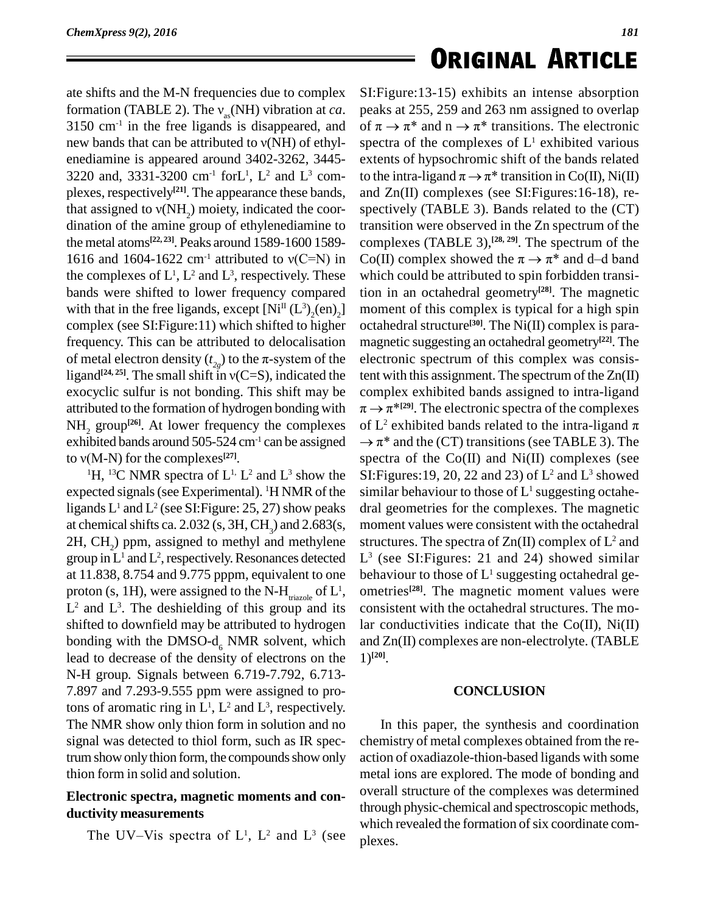ate shifts and the M-N frequencies due to complex formation (TABLE 2). The $\nu_{as}$(NH) vibration at *ca*. 3150 $cm^{-1}$ in the free ligands is disappeared, and new bands that can be attributed to $\nu$(NH) of ethylenediamine is appeared around 3402-3262, 3445-3220 and, 3331-3200 $cm^{-1}$ for$L^1$, $L^2$ and $L^3$ complexes, respectively[21]. The appearance these bands, that assigned to $\nu(NH_2)$ moiety, indicated the coordination of the amine group of ethylenediamine to the metal atoms[22, 23]. Peaks around 1589-1600 1589-1616 and 1604-1622 $cm^{-1}$ attributed to $\nu$(C=N) in the complexes of $L^1$, $L^2$ and $L^3$, respectively. These bands were shifted to lower frequency compared with that in the free ligands, except $[Ni^{II}(L^3)_2(en)_2]$ complex (see SI:Figure:11) which shifted to higher frequency. This can be attributed to delocalisation of metal electron density ($t_{2g}$) to the $\pi$-system of the ligand[24, 25]. The small shift in $\nu$(C=S), indicated the exocyclic sulfur is not bonding. This shift may be attributed to the formation of hydrogen bonding with $NH_2$ group[26]. At lower frequency the complexes exhibited bands around 505-524 $cm^{-1}$ can be assigned to $\nu$(M-N) for the complexes[27].

$^1H$, $^{13}C$ NMR spectra of $L^1$, $L^2$ and $L^3$ show the expected signals (see Experimental). $^1H$ NMR of the ligands $L^1$ and $L^2$ (see SI:Figure: 25, 27) show peaks at chemical shifts ca. 2.032 (s, 3H, $CH_3$) and 2.683(s, 2H, $CH_2$) ppm, assigned to methyl and methylene group in $L^1$ and $L^2$, respectively. Resonances detected at 11.838, 8.754 and 9.775 pppm, equivalent to one proton (s, 1H), were assigned to the N-$H_{triazole}$ of $L^1$, $L^2$ and $L^3$. The deshielding of this group and its shifted to downfield may be attributed to hydrogen bonding with the DMSO-$d_6$ NMR solvent, which lead to decrease of the density of electrons on the N-H group. Signals between 6.719-7.792, 6.713-7.897 and 7.293-9.555 ppm were assigned to protons of aromatic ring in $L^1$, $L^2$ and $L^3$, respectively. The NMR show only thion form in solution and no signal was detected to thiol form, such as IR spectrum show only thion form, the compounds show only thion form in solid and solution.

### Electronic spectra, magnetic moments and conductivity measurements

The UV–Vis spectra of $L^1$, $L^2$ and $L^3$ (see SI:Figure:13-15) exhibits an intense absorption peaks at 255, 259 and 263 nm assigned to overlap of $\pi \rightarrow \pi^*$ and $n \rightarrow \pi^*$ transitions. The electronic spectra of the complexes of $L^1$ exhibited various extents of hypsochromic shift of the bands related to the intra-ligand $\pi \rightarrow \pi^*$ transition in Co(II), Ni(II) and Zn(II) complexes (see SI:Figures:16-18), respectively (TABLE 3). Bands related to the (CT) transition were observed in the Zn spectrum of the complexes (TABLE 3),[28, 29]. The spectrum of the Co(II) complex showed the $\pi \rightarrow \pi^*$ and d–d band which could be attributed to spin forbidden transition in an octahedral geometry[28]. The magnetic moment of this complex is typical for a high spin octahedral structure[30]. The Ni(II) complex is paramagnetic suggesting an octahedral geometry[22]. The electronic spectrum of this complex was consistent with this assignment. The spectrum of the Zn(II) complex exhibited bands assigned to intra-ligand $\pi \rightarrow \pi^*$[29]. The electronic spectra of the complexes of $L^2$ exhibited bands related to the intra-ligand $\pi \rightarrow \pi^*$ and the (CT) transitions (see TABLE 3). The spectra of the Co(II) and Ni(II) complexes (see SI:Figures:19, 20, 22 and 23) of $L^2$ and $L^3$ showed similar behaviour to those of $L^1$ suggesting octahedral geometries for the complexes. The magnetic moment values were consistent with the octahedral structures. The spectra of Zn(II) complex of $L^2$ and $L^3$ (see SI:Figures: 21 and 24) showed similar behaviour to those of $L^1$ suggesting octahedral geometries[28]. The magnetic moment values were consistent with the octahedral structures. The molar conductivities indicate that the Co(II), Ni(II) and Zn(II) complexes are non-electrolyte. (TABLE 1)[20].

## CONCLUSION

In this paper, the synthesis and coordination chemistry of metal complexes obtained from the reaction of oxadiazole-thion-based ligands with some metal ions are explored. The mode of bonding and overall structure of the complexes was determined through physic-chemical and spectroscopic methods, which revealed the formation of six coordinate complexes.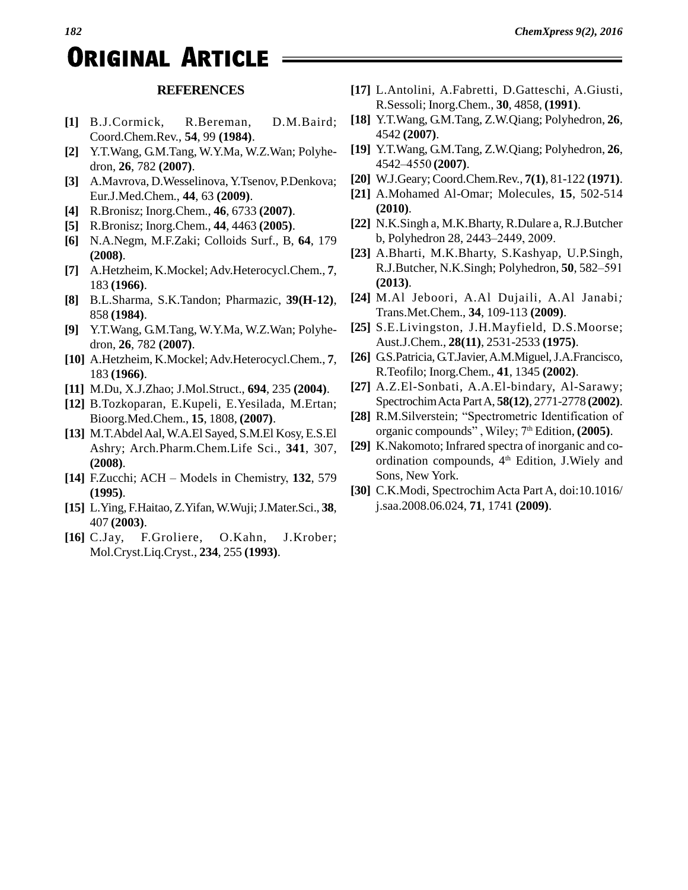## REFERENCES

**[1]** B.J.Cormick, R.Bereman, D.M.Baird; Coord.Chem.Rev., **54**, 99 **(1984)**.

**[2]** Y.T.Wang, G.M.Tang, W.Y.Ma, W.Z.Wan; Polyhedron, **26**, 782 **(2007)**.

**[3]** A.Mavrova, D.Wesselinova, Y.Tsenov, P.Denkova; Eur.J.Med.Chem., **44**, 63 **(2009)**.

**[4]** R.Bronisz; Inorg.Chem., **46**, 6733 **(2007)**.

**[5]** R.Bronisz; Inorg.Chem., **44**, 4463 **(2005)**.

**[6]** N.A.Negm, M.F.Zaki; Colloids Surf., B, **64**, 179 **(2008)**.

**[7]** A.Hetzheim, K.Mockel; Adv.Heterocycl.Chem., **7**, 183 **(1966)**.

**[8]** B.L.Sharma, S.K.Tandon; Pharmazic, **39(H-12)**, 858 **(1984)**.

**[9]** Y.T.Wang, G.M.Tang, W.Y.Ma, W.Z.Wan; Polyhedron, **26**, 782 **(2007)**.

**[10]** A.Hetzheim, K.Mockel; Adv.Heterocycl.Chem., **7**, 183 **(1966)**.

**[11]** M.Du, X.J.Zhao; J.Mol.Struct., **694**, 235 **(2004)**.

**[12]** B.Tozkoparan, E.Kupeli, E.Yesilada, M.Ertan; Bioorg.Med.Chem., **15**, 1808, **(2007)**.

**[13]** M.T.Abdel Aal, W.A.El Sayed, S.M.El Kosy, E.S.El Ashry; Arch.Pharm.Chem.Life Sci., **341**, 307, **(2008)**.

**[14]** F.Zucchi; ACH – Models in Chemistry, **132**, 579 **(1995)**.

**[15]** L.Ying, F.Haitao, Z.Yifan, W.Wuji; J.Mater.Sci., **38**, 407 **(2003)**.

**[16]** C.Jay, F.Groliere, O.Kahn, J.Krober; Mol.Cryst.Liq.Cryst., **234**, 255 **(1993)**.

**[17]** L.Antolini, A.Fabretti, D.Gatteschi, A.Giusti, R.Sessoli; Inorg.Chem., **30**, 4858, **(1991)**.

**[18]** Y.T.Wang, G.M.Tang, Z.W.Qiang; Polyhedron, **26**, 4542 **(2007)**.

**[19]** Y.T.Wang, G.M.Tang, Z.W.Qiang; Polyhedron, **26**, 4542–4550 **(2007)**.

**[20]** W.J.Geary; Coord.Chem.Rev., **7(1)**, 81-122 **(1971)**.

**[21]** A.Mohamed Al-Omar; Molecules, **15**, 502-514 **(2010)**.

**[22]** N.K.Singh a, M.K.Bharty, R.Dulare a, R.J.Butcher b, Polyhedron 28, 2443–2449, 2009.

**[23]** A.Bharti, M.K.Bharty, S.Kashyap, U.P.Singh, R.J.Butcher, N.K.Singh; Polyhedron, **50**, 582–591 **(2013)**.

**[24]** M.Al Jeboori, A.Al Dujaili, A.Al Janabi; Trans.Met.Chem., **34**, 109-113 **(2009)**.

**[25]** S.E.Livingston, J.H.Mayfield, D.S.Moorse; Aust.J.Chem., **28(11)**, 2531-2533 **(1975)**.

**[26]** G.S.Patricia, G.T.Javier, A.M.Miguel, J.A.Francisco, R.Teofilo; Inorg.Chem., **41**, 1345 **(2002)**.

**[27]** A.Z.El-Sonbati, A.A.El-bindary, Al-Sarawy; Spectrochim Acta Part A, **58(12)**, 2771-2778 **(2002)**.

**[28]** R.M.Silverstein; "Spectrometric Identification of organic compounds" , Wiley; 7th Edition, **(2005)**.

**[29]** K.Nakomoto; Infrared spectra of inorganic and coordination compounds, 4th Edition, J.Wiely and Sons, New York.

**[30]** C.K.Modi, Spectrochim Acta Part A, doi:10.1016/j.saa.2008.06.024, **71**, 1741 **(2009)**.